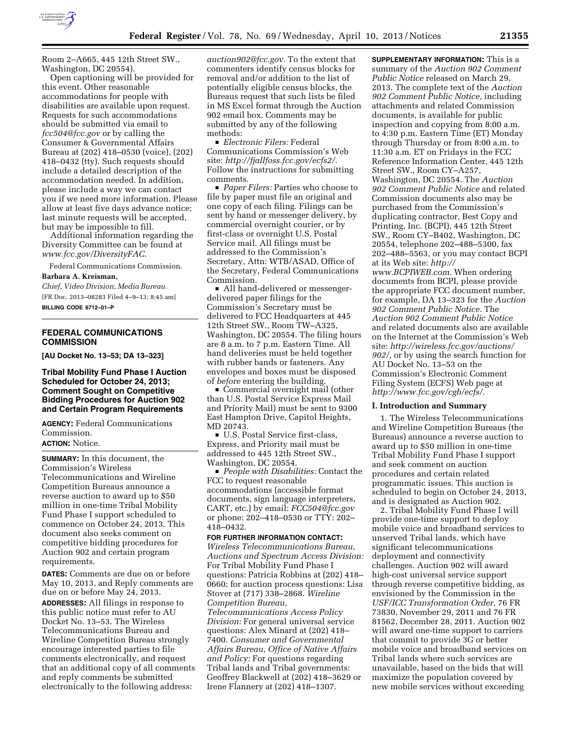Room 2–A665, 445 12th Street SW., Washington, DC 20554).

Open captioning will be provided for this event. Other reasonable accommodations for people with disabilities are available upon request. Requests for such accommodations should be submitted via email to *fcc504@fcc.gov* or by calling the Consumer & Governmental Affairs Bureau at (202) 418–0530 (voice), (202) 418–0432 (tty). Such requests should include a detailed description of the accommodation needed. In addition, please include a way we can contact you if we need more information. Please allow at least five days advance notice; last minute requests will be accepted, but may be impossible to fill.

Additional information regarding the Diversity Committee can be found at *www.fcc.gov/DiversityFAC.*

Federal Communications Commission.

**Barbara A. Kreisman,**

*Chief, Video Division, Media Bureau.*

[FR Doc. 2013–08283 Filed 4–9–13; 8:45 am]

**BILLING CODE 6712–01–P**

## FEDERAL COMMUNICATIONS COMMISSION

**[AU Docket No. 13–53; DA 13–323]**

### Tribal Mobility Fund Phase I Auction Scheduled for October 24, 2013; Comment Sought on Competitive Bidding Procedures for Auction 902 and Certain Program Requirements

**AGENCY:** Federal Communications Commission.

**ACTION:** Notice.

**SUMMARY:** In this document, the Commission's Wireless Telecommunications and Wireline Competition Bureaus announce a reverse auction to award up to $50 million in one-time Tribal Mobility Fund Phase I support scheduled to commence on October 24, 2013. This document also seeks comment on competitive bidding procedures for Auction 902 and certain program requirements.

**DATES:** Comments are due on or before May 10, 2013, and Reply comments are due on or before May 24, 2013.

**ADDRESSES:** All filings in response to this public notice must refer to AU Docket No. 13–53. The Wireless Telecommunications Bureau and Wireline Competition Bureau strongly encourage interested parties to file comments electronically, and request that an additional copy of all comments and reply comments be submitted electronically to the following address: *auction902@fcc.gov.* To the extent that commenters identify census blocks for removal and/or addition to the list of potentially eligible census blocks, the Bureaus request that such lists be filed in MS Excel format through the Auction 902 email box. Comments may be submitted by any of the following methods:

- *Electronic Filers:* Federal Communications Commission's Web site: *http://fjallfoss.fcc.gov/ecfs2/.* Follow the instructions for submitting comments.
- *Paper Filers:* Parties who choose to file by paper must file an original and one copy of each filing. Filings can be sent by hand or messenger delivery, by commercial overnight courier, or by first-class or overnight U.S. Postal Service mail. All filings must be addressed to the Commission's Secretary, Attn: WTB/ASAD, Office of the Secretary, Federal Communications Commission.
- All hand-delivered or messenger-delivered paper filings for the Commission's Secretary must be delivered to FCC Headquarters at 445 12th Street SW., Room TW–A325, Washington, DC 20554. The filing hours are 8 a.m. to 7 p.m. Eastern Time. All hand deliveries must be held together with rubber bands or fasteners. Any envelopes and boxes must be disposed of *before* entering the building.
- Commercial overnight mail (other than U.S. Postal Service Express Mail and Priority Mail) must be sent to 9300 East Hampton Drive, Capitol Heights, MD 20743.
- U.S. Postal Service first-class, Express, and Priority mail must be addressed to 445 12th Street SW., Washington, DC 20554.
- *People with Disabilities:* Contact the FCC to request reasonable accommodations (accessible format documents, sign language interpreters, CART, etc.) by email: *FCC504@fcc.gov* or phone: 202–418–0530 or TTY: 202–418–0432.

**FOR FURTHER INFORMATION CONTACT:** *Wireless Telecommunications Bureau, Auctions and Spectrum Access Division:* For Tribal Mobility Fund Phase I questions: Patricia Robbins at (202) 418–0660; for auction process questions: Lisa Stover at (717) 338–2868. *Wireline Competition Bureau, Telecommunications Access Policy Division:* For general universal service questions: Alex Minard at (202) 418–7400. *Consumer and Governmental Affairs Bureau, Office of Native Affairs and Policy:* For questions regarding Tribal lands and Tribal governments: Geoffrey Blackwell at (202) 418–3629 or Irene Flannery at (202) 418–1307.

**SUPPLEMENTARY INFORMATION:** This is a summary of the *Auction 902 Comment Public Notice* released on March 29, 2013. The complete text of the *Auction 902 Comment Public Notice,* including attachments and related Commission documents, is available for public inspection and copying from 8:00 a.m. to 4:30 p.m. Eastern Time (ET) Monday through Thursday or from 8:00 a.m. to 11:30 a.m. ET on Fridays in the FCC Reference Information Center, 445 12th Street SW., Room CY–A257, Washington, DC 20554. The *Auction 902 Comment Public Notice* and related Commission documents also may be purchased from the Commission's duplicating contractor, Best Copy and Printing, Inc. (BCPI), 445 12th Street SW., Room CY–B402, Washington, DC 20554, telephone 202–488–5300, fax 202–488–5563, or you may contact BCPI at its Web site: *http://www.BCPIWEB.com.* When ordering documents from BCPI, please provide the appropriate FCC document number, for example, DA 13–323 for the *Auction 902 Comment Public Notice.* The *Auction 902 Comment Public Notice* and related documents also are available on the Internet at the Commission's Web site: *http://wireless.fcc.gov/auctions/902/,* or by using the search function for AU Docket No. 13–53 on the Commission's Electronic Comment Filing System (ECFS) Web page at *http://www.fcc.gov/cgb/ecfs/.*

### I. Introduction and Summary

1. The Wireless Telecommunications and Wireline Competition Bureaus (the Bureaus) announce a reverse auction to award up to $50 million in one-time Tribal Mobility Fund Phase I support and seek comment on auction procedures and certain related programmatic issues. This auction is scheduled to begin on October 24, 2013, and is designated as Auction 902.

2. Tribal Mobility Fund Phase I will provide one-time support to deploy mobile voice and broadband services to unserved Tribal lands, which have significant telecommunications deployment and connectivity challenges. Auction 902 will award high-cost universal service support through reverse competitive bidding, as envisioned by the Commission in the *USF/ICC Transformation Order,* 76 FR 73830, November 29, 2011 and 76 FR 81562, December 28, 2011. Auction 902 will award one-time support to carriers that commit to provide 3G or better mobile voice and broadband services on Tribal lands where such services are unavailable, based on the bids that will maximize the population covered by new mobile services without exceeding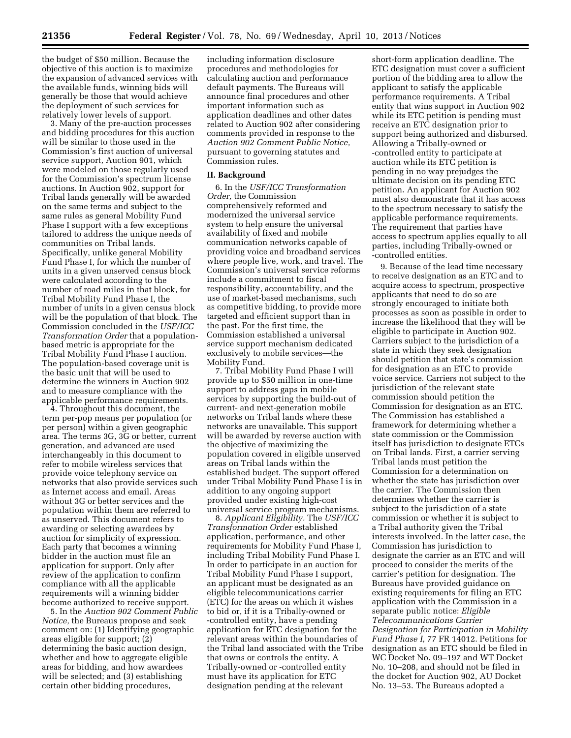the budget of $50 million. Because the objective of this auction is to maximize the expansion of advanced services with the available funds, winning bids will generally be those that would achieve the deployment of such services for relatively lower levels of support.

3. Many of the pre-auction processes and bidding procedures for this auction will be similar to those used in the Commission's first auction of universal service support, Auction 901, which were modeled on those regularly used for the Commission's spectrum license auctions. In Auction 902, support for Tribal lands generally will be awarded on the same terms and subject to the same rules as general Mobility Fund Phase I support with a few exceptions tailored to address the unique needs of communities on Tribal lands. Specifically, unlike general Mobility Fund Phase I, for which the number of units in a given unserved census block were calculated according to the number of road miles in that block, for Tribal Mobility Fund Phase I, the number of units in a given census block will be the population of that block. The Commission concluded in the *USF/ICC Transformation Order* that a population-based metric is appropriate for the Tribal Mobility Fund Phase I auction. The population-based coverage unit is the basic unit that will be used to determine the winners in Auction 902 and to measure compliance with the applicable performance requirements.

4. Throughout this document, the term per-pop means per population (or per person) within a given geographic area. The terms 3G, 3G or better, current generation, and advanced are used interchangeably in this document to refer to mobile wireless services that provide voice telephony service on networks that also provide services such as Internet access and email. Areas without 3G or better services and the population within them are referred to as unserved. This document refers to awarding or selecting awardees by auction for simplicity of expression. Each party that becomes a winning bidder in the auction must file an application for support. Only after review of the application to confirm compliance with all the applicable requirements will a winning bidder become authorized to receive support.

5. In the *Auction 902 Comment Public Notice,* the Bureaus propose and seek comment on: (1) Identifying geographic areas eligible for support; (2) determining the basic auction design, whether and how to aggregate eligible areas for bidding, and how awardees will be selected; and (3) establishing certain other bidding procedures, including information disclosure procedures and methodologies for calculating auction and performance default payments. The Bureaus will announce final procedures and other important information such as application deadlines and other dates related to Auction 902 after considering comments provided in response to the *Auction 902 Comment Public Notice,* pursuant to governing statutes and Commission rules.

## II. Background

6. In the *USF/ICC Transformation Order,* the Commission comprehensively reformed and modernized the universal service system to help ensure the universal availability of fixed and mobile communication networks capable of providing voice and broadband services where people live, work, and travel. The Commission's universal service reforms include a commitment to fiscal responsibility, accountability, and the use of market-based mechanisms, such as competitive bidding, to provide more targeted and efficient support than in the past. For the first time, the Commission established a universal service support mechanism dedicated exclusively to mobile services—the Mobility Fund.

7. Tribal Mobility Fund Phase I will provide up to $50 million in one-time support to address gaps in mobile services by supporting the build-out of current- and next-generation mobile networks on Tribal lands where these networks are unavailable. This support will be awarded by reverse auction with the objective of maximizing the population covered in eligible unserved areas on Tribal lands within the established budget. The support offered under Tribal Mobility Fund Phase I is in addition to any ongoing support provided under existing high-cost universal service program mechanisms.

8. *Applicant Eligibility.* The *USF/ICC Transformation Order* established application, performance, and other requirements for Mobility Fund Phase I, including Tribal Mobility Fund Phase I. In order to participate in an auction for Tribal Mobility Fund Phase I support, an applicant must be designated as an eligible telecommunications carrier (ETC) for the areas on which it wishes to bid or, if it is a Tribally-owned or -controlled entity, have a pending application for ETC designation for the relevant areas within the boundaries of the Tribal land associated with the Tribe that owns or controls the entity. A Tribally-owned or -controlled entity must have its application for ETC designation pending at the relevant short-form application deadline. The ETC designation must cover a sufficient portion of the bidding area to allow the applicant to satisfy the applicable performance requirements. A Tribal entity that wins support in Auction 902 while its ETC petition is pending must receive an ETC designation prior to support being authorized and disbursed. Allowing a Tribally-owned or -controlled entity to participate at auction while its ETC petition is pending in no way prejudges the ultimate decision on its pending ETC petition. An applicant for Auction 902 must also demonstrate that it has access to the spectrum necessary to satisfy the applicable performance requirements. The requirement that parties have access to spectrum applies equally to all parties, including Tribally-owned or -controlled entities.

9. Because of the lead time necessary to receive designation as an ETC and to acquire access to spectrum, prospective applicants that need to do so are strongly encouraged to initiate both processes as soon as possible in order to increase the likelihood that they will be eligible to participate in Auction 902. Carriers subject to the jurisdiction of a state in which they seek designation should petition that state's commission for designation as an ETC to provide voice service. Carriers not subject to the jurisdiction of the relevant state commission should petition the Commission for designation as an ETC. The Commission has established a framework for determining whether a state commission or the Commission itself has jurisdiction to designate ETCs on Tribal lands. First, a carrier serving Tribal lands must petition the Commission for a determination on whether the state has jurisdiction over the carrier. The Commission then determines whether the carrier is subject to the jurisdiction of a state commission or whether it is subject to a Tribal authority given the Tribal interests involved. In the latter case, the Commission has jurisdiction to designate the carrier as an ETC and will proceed to consider the merits of the carrier's petition for designation. The Bureaus have provided guidance on existing requirements for filing an ETC application with the Commission in a separate public notice: *Eligible Telecommunications Carrier Designation for Participation in Mobility Fund Phase I,* 77 FR 14012. Petitions for designation as an ETC should be filed in WC Docket No. 09–197 and WT Docket No. 10–208, and should not be filed in the docket for Auction 902, AU Docket No. 13–53. The Bureaus adopted a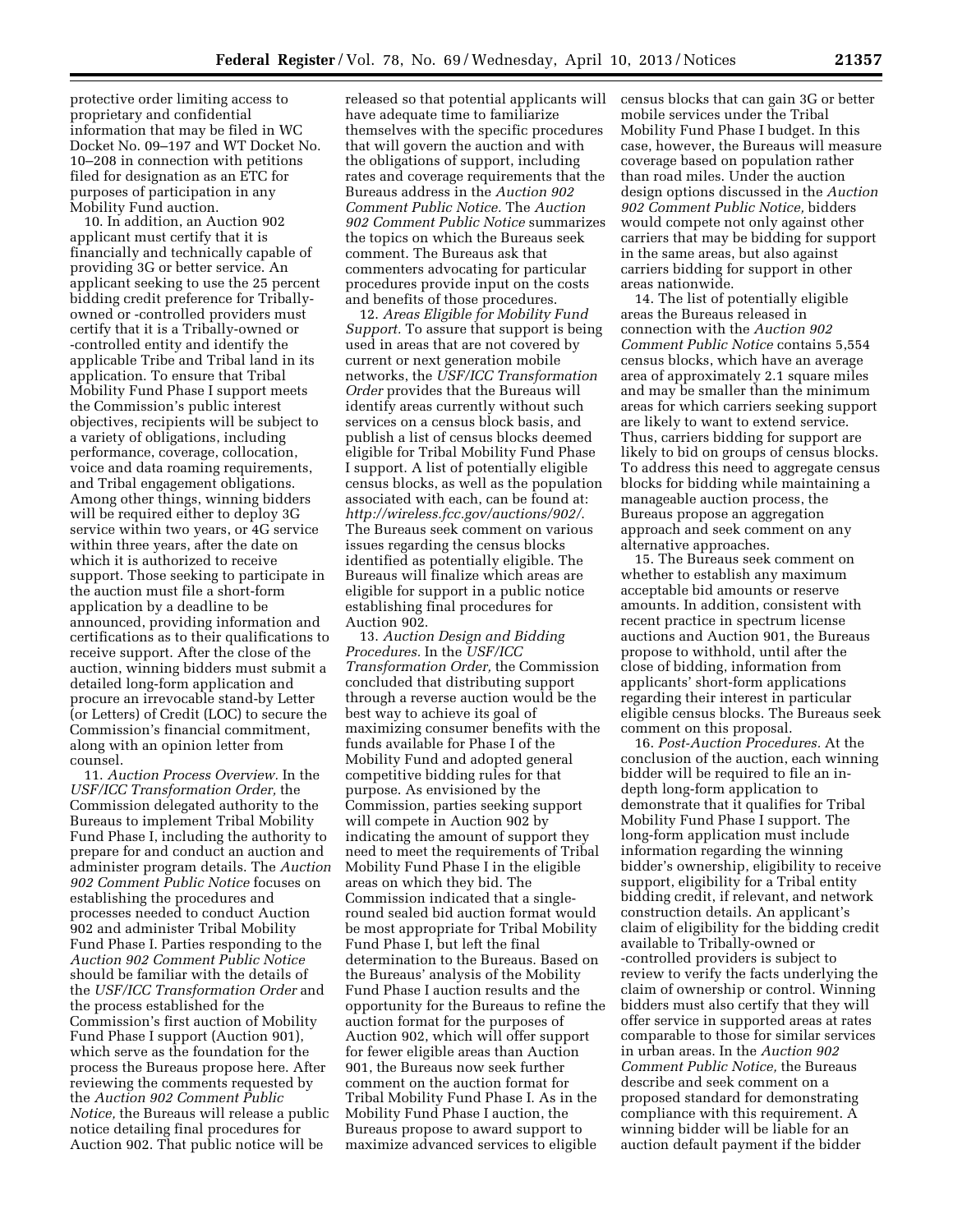protective order limiting access to proprietary and confidential information that may be filed in WC Docket No. 09–197 and WT Docket No. 10–208 in connection with petitions filed for designation as an ETC for purposes of participation in any Mobility Fund auction.

10. In addition, an Auction 902 applicant must certify that it is financially and technically capable of providing 3G or better service. An applicant seeking to use the 25 percent bidding credit preference for Tribally-owned or -controlled providers must certify that it is a Tribally-owned or -controlled entity and identify the applicable Tribe and Tribal land in its application. To ensure that Tribal Mobility Fund Phase I support meets the Commission's public interest objectives, recipients will be subject to a variety of obligations, including performance, coverage, collocation, voice and data roaming requirements, and Tribal engagement obligations. Among other things, winning bidders will be required either to deploy 3G service within two years, or 4G service within three years, after the date on which it is authorized to receive support. Those seeking to participate in the auction must file a short-form application by a deadline to be announced, providing information and certifications as to their qualifications to receive support. After the close of the auction, winning bidders must submit a detailed long-form application and procure an irrevocable stand-by Letter (or Letters) of Credit (LOC) to secure the Commission's financial commitment, along with an opinion letter from counsel.

11. *Auction Process Overview.* In the *USF/ICC Transformation Order,* the Commission delegated authority to the Bureaus to implement Tribal Mobility Fund Phase I, including the authority to prepare for and conduct an auction and administer program details. The *Auction 902 Comment Public Notice* focuses on establishing the procedures and processes needed to conduct Auction 902 and administer Tribal Mobility Fund Phase I. Parties responding to the *Auction 902 Comment Public Notice* should be familiar with the details of the *USF/ICC Transformation Order* and the process established for the Commission's first auction of Mobility Fund Phase I support (Auction 901), which serve as the foundation for the process the Bureaus propose here. After reviewing the comments requested by the *Auction 902 Comment Public Notice,* the Bureaus will release a public notice detailing final procedures for Auction 902. That public notice will be released so that potential applicants will have adequate time to familiarize themselves with the specific procedures that will govern the auction and with the obligations of support, including rates and coverage requirements that the Bureaus address in the *Auction 902 Comment Public Notice.* The *Auction 902 Comment Public Notice* summarizes the topics on which the Bureaus seek comment. The Bureaus ask that commenters advocating for particular procedures provide input on the costs and benefits of those procedures.

12. *Areas Eligible for Mobility Fund Support.* To assure that support is being used in areas that are not covered by current or next generation mobile networks, the *USF/ICC Transformation Order* provides that the Bureaus will identify areas currently without such services on a census block basis, and publish a list of census blocks deemed eligible for Tribal Mobility Fund Phase I support. A list of potentially eligible census blocks, as well as the population associated with each, can be found at: *http://wireless.fcc.gov/auctions/902/.* The Bureaus seek comment on various issues regarding the census blocks identified as potentially eligible. The Bureaus will finalize which areas are eligible for support in a public notice establishing final procedures for Auction 902.

13. *Auction Design and Bidding Procedures.* In the *USF/ICC Transformation Order,* the Commission concluded that distributing support through a reverse auction would be the best way to achieve its goal of maximizing consumer benefits with the funds available for Phase I of the Mobility Fund and adopted general competitive bidding rules for that purpose. As envisioned by the Commission, parties seeking support will compete in Auction 902 by indicating the amount of support they need to meet the requirements of Tribal Mobility Fund Phase I in the eligible areas on which they bid. The Commission indicated that a single-round sealed bid auction format would be most appropriate for Tribal Mobility Fund Phase I, but left the final determination to the Bureaus. Based on the Bureaus' analysis of the Mobility Fund Phase I auction results and the opportunity for the Bureaus to refine the auction format for the purposes of Auction 902, which will offer support for fewer eligible areas than Auction 901, the Bureaus now seek further comment on the auction format for Tribal Mobility Fund Phase I. As in the Mobility Fund Phase I auction, the Bureaus propose to award support to maximize advanced services to eligible census blocks that can gain 3G or better mobile services under the Tribal Mobility Fund Phase I budget. In this case, however, the Bureaus will measure coverage based on population rather than road miles. Under the auction design options discussed in the *Auction 902 Comment Public Notice,* bidders would compete not only against other carriers that may be bidding for support in the same areas, but also against carriers bidding for support in other areas nationwide.

14. The list of potentially eligible areas the Bureaus released in connection with the *Auction 902 Comment Public Notice* contains 5,554 census blocks, which have an average area of approximately 2.1 square miles and may be smaller than the minimum areas for which carriers seeking support are likely to want to extend service. Thus, carriers bidding for support are likely to bid on groups of census blocks. To address this need to aggregate census blocks for bidding while maintaining a manageable auction process, the Bureaus propose an aggregation approach and seek comment on any alternative approaches.

15. The Bureaus seek comment on whether to establish any maximum acceptable bid amounts or reserve amounts. In addition, consistent with recent practice in spectrum license auctions and Auction 901, the Bureaus propose to withhold, until after the close of bidding, information from applicants' short-form applications regarding their interest in particular eligible census blocks. The Bureaus seek comment on this proposal.

16. *Post-Auction Procedures.* At the conclusion of the auction, each winning bidder will be required to file an in-depth long-form application to demonstrate that it qualifies for Tribal Mobility Fund Phase I support. The long-form application must include information regarding the winning bidder's ownership, eligibility to receive support, eligibility for a Tribal entity bidding credit, if relevant, and network construction details. An applicant's claim of eligibility for the bidding credit available to Tribally-owned or -controlled providers is subject to review to verify the facts underlying the claim of ownership or control. Winning bidders must also certify that they will offer service in supported areas at rates comparable to those for similar services in urban areas. In the *Auction 902 Comment Public Notice,* the Bureaus describe and seek comment on a proposed standard for demonstrating compliance with this requirement. A winning bidder will be liable for an auction default payment if the bidder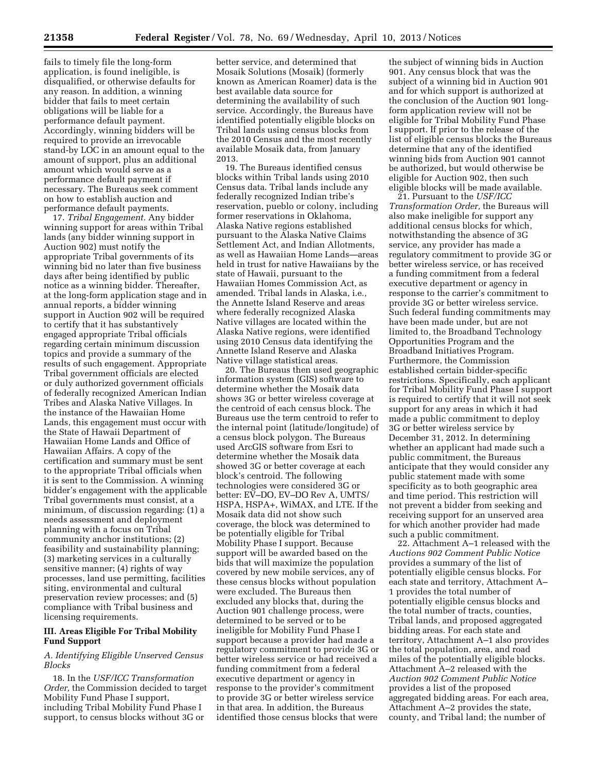fails to timely file the long-form application, is found ineligible, is disqualified, or otherwise defaults for any reason. In addition, a winning bidder that fails to meet certain obligations will be liable for a performance default payment. Accordingly, winning bidders will be required to provide an irrevocable stand-by LOC in an amount equal to the amount of support, plus an additional amount which would serve as a performance default payment if necessary. The Bureaus seek comment on how to establish auction and performance default payments.

17. *Tribal Engagement.* Any bidder winning support for areas within Tribal lands (any bidder winning support in Auction 902) must notify the appropriate Tribal governments of its winning bid no later than five business days after being identified by public notice as a winning bidder. Thereafter, at the long-form application stage and in annual reports, a bidder winning support in Auction 902 will be required to certify that it has substantively engaged appropriate Tribal officials regarding certain minimum discussion topics and provide a summary of the results of such engagement. Appropriate Tribal government officials are elected or duly authorized government officials of federally recognized American Indian Tribes and Alaska Native Villages. In the instance of the Hawaiian Home Lands, this engagement must occur with the State of Hawaii Department of Hawaiian Home Lands and Office of Hawaiian Affairs. A copy of the certification and summary must be sent to the appropriate Tribal officials when it is sent to the Commission. A winning bidder's engagement with the applicable Tribal governments must consist, at a minimum, of discussion regarding: (1) a needs assessment and deployment planning with a focus on Tribal community anchor institutions; (2) feasibility and sustainability planning; (3) marketing services in a culturally sensitive manner; (4) rights of way processes, land use permitting, facilities siting, environmental and cultural preservation review processes; and (5) compliance with Tribal business and licensing requirements.

## III. Areas Eligible For Tribal Mobility Fund Support

### *A. Identifying Eligible Unserved Census Blocks*

18. In the *USF/ICC Transformation Order,* the Commission decided to target Mobility Fund Phase I support, including Tribal Mobility Fund Phase I support, to census blocks without 3G or better service, and determined that Mosaik Solutions (Mosaik) (formerly known as American Roamer) data is the best available data source for determining the availability of such service. Accordingly, the Bureaus have identified potentially eligible blocks on Tribal lands using census blocks from the 2010 Census and the most recently available Mosaik data, from January 2013.

19. The Bureaus identified census blocks within Tribal lands using 2010 Census data. Tribal lands include any federally recognized Indian tribe's reservation, pueblo or colony, including former reservations in Oklahoma, Alaska Native regions established pursuant to the Alaska Native Claims Settlement Act, and Indian Allotments, as well as Hawaiian Home Lands—areas held in trust for native Hawaiians by the state of Hawaii, pursuant to the Hawaiian Homes Commission Act, as amended. Tribal lands in Alaska, i.e., the Annette Island Reserve and areas where federally recognized Alaska Native villages are located within the Alaska Native regions, were identified using 2010 Census data identifying the Annette Island Reserve and Alaska Native village statistical areas.

20. The Bureaus then used geographic information system (GIS) software to determine whether the Mosaik data shows 3G or better wireless coverage at the centroid of each census block. The Bureaus use the term centroid to refer to the internal point (latitude/longitude) of a census block polygon. The Bureaus used ArcGIS software from Esri to determine whether the Mosaik data showed 3G or better coverage at each block's centroid. The following technologies were considered 3G or better: EV–DO, EV–DO Rev A, UMTS/HSPA, HSPA+, WiMAX, and LTE. If the Mosaik data did not show such coverage, the block was determined to be potentially eligible for Tribal Mobility Phase I support. Because support will be awarded based on the bids that will maximize the population covered by new mobile services, any of these census blocks without population were excluded. The Bureaus then excluded any blocks that, during the Auction 901 challenge process, were determined to be served or to be ineligible for Mobility Fund Phase I support because a provider had made a regulatory commitment to provide 3G or better wireless service or had received a funding commitment from a federal executive department or agency in response to the provider's commitment to provide 3G or better wireless service in that area. In addition, the Bureaus identified those census blocks that were the subject of winning bids in Auction 901. Any census block that was the subject of a winning bid in Auction 901 and for which support is authorized at the conclusion of the Auction 901 long-form application review will not be eligible for Tribal Mobility Fund Phase I support. If prior to the release of the list of eligible census blocks the Bureaus determine that any of the identified winning bids from Auction 901 cannot be authorized, but would otherwise be eligible for Auction 902, then such eligible blocks will be made available.

21. Pursuant to the *USF/ICC Transformation Order,* the Bureaus will also make ineligible for support any additional census blocks for which, notwithstanding the absence of 3G service, any provider has made a regulatory commitment to provide 3G or better wireless service, or has received a funding commitment from a federal executive department or agency in response to the carrier's commitment to provide 3G or better wireless service. Such federal funding commitments may have been made under, but are not limited to, the Broadband Technology Opportunities Program and the Broadband Initiatives Program. Furthermore, the Commission established certain bidder-specific restrictions. Specifically, each applicant for Tribal Mobility Fund Phase I support is required to certify that it will not seek support for any areas in which it had made a public commitment to deploy 3G or better wireless service by December 31, 2012. In determining whether an applicant had made such a public commitment, the Bureaus anticipate that they would consider any public statement made with some specificity as to both geographic area and time period. This restriction will not prevent a bidder from seeking and receiving support for an unserved area for which another provider had made such a public commitment.

22. Attachment A–1 released with the *Auctions 902 Comment Public Notice* provides a summary of the list of potentially eligible census blocks. For each state and territory, Attachment A–1 provides the total number of potentially eligible census blocks and the total number of tracts, counties, Tribal lands, and proposed aggregated bidding areas. For each state and territory, Attachment A–1 also provides the total population, area, and road miles of the potentially eligible blocks. Attachment A–2 released with the *Auction 902 Comment Public Notice* provides a list of the proposed aggregated bidding areas. For each area, Attachment A–2 provides the state, county, and Tribal land; the number of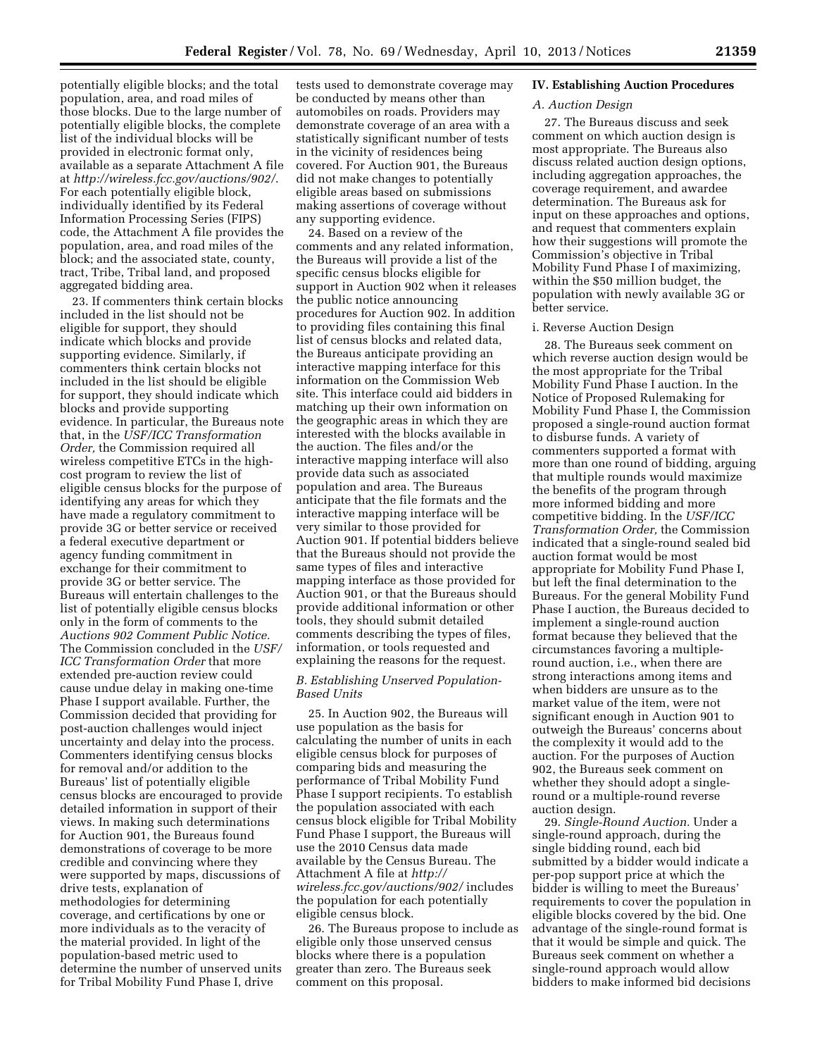potentially eligible blocks; and the total population, area, and road miles of those blocks. Due to the large number of potentially eligible blocks, the complete list of the individual blocks will be provided in electronic format only, available as a separate Attachment A file at *http://wireless.fcc.gov/auctions/902/*. For each potentially eligible block, individually identified by its Federal Information Processing Series (FIPS) code, the Attachment A file provides the population, area, and road miles of the block; and the associated state, county, tract, Tribe, Tribal land, and proposed aggregated bidding area.

23. If commenters think certain blocks included in the list should not be eligible for support, they should indicate which blocks and provide supporting evidence. Similarly, if commenters think certain blocks not included in the list should be eligible for support, they should indicate which blocks and provide supporting evidence. In particular, the Bureaus note that, in the *USF/ICC Transformation Order,* the Commission required all wireless competitive ETCs in the high-cost program to review the list of eligible census blocks for the purpose of identifying any areas for which they have made a regulatory commitment to provide 3G or better service or received a federal executive department or agency funding commitment in exchange for their commitment to provide 3G or better service. The Bureaus will entertain challenges to the list of potentially eligible census blocks only in the form of comments to the *Auctions 902 Comment Public Notice.* The Commission concluded in the *USF/ICC Transformation Order* that more extended pre-auction review could cause undue delay in making one-time Phase I support available. Further, the Commission decided that providing for post-auction challenges would inject uncertainty and delay into the process. Commenters identifying census blocks for removal and/or addition to the Bureaus' list of potentially eligible census blocks are encouraged to provide detailed information in support of their views. In making such determinations for Auction 901, the Bureaus found demonstrations of coverage to be more credible and convincing where they were supported by maps, discussions of drive tests, explanation of methodologies for determining coverage, and certifications by one or more individuals as to the veracity of the material provided. In light of the population-based metric used to determine the number of unserved units for Tribal Mobility Fund Phase I, drive tests used to demonstrate coverage may be conducted by means other than automobiles on roads. Providers may demonstrate coverage of an area with a statistically significant number of tests in the vicinity of residences being covered. For Auction 901, the Bureaus did not make changes to potentially eligible areas based on submissions making assertions of coverage without any supporting evidence.

24. Based on a review of the comments and any related information, the Bureaus will provide a list of the specific census blocks eligible for support in Auction 902 when it releases the public notice announcing procedures for Auction 902. In addition to providing files containing this final list of census blocks and related data, the Bureaus anticipate providing an interactive mapping interface for this information on the Commission Web site. This interface could aid bidders in matching up their own information on the geographic areas in which they are interested with the blocks available in the auction. The files and/or the interactive mapping interface will also provide data such as associated population and area. The Bureaus anticipate that the file formats and the interactive mapping interface will be very similar to those provided for Auction 901. If potential bidders believe that the Bureaus should not provide the same types of files and interactive mapping interface as those provided for Auction 901, or that the Bureaus should provide additional information or other tools, they should submit detailed comments describing the types of files, information, or tools requested and explaining the reasons for the request.

### B. Establishing Unserved Population-Based Units

25. In Auction 902, the Bureaus will use population as the basis for calculating the number of units in each eligible census block for purposes of comparing bids and measuring the performance of Tribal Mobility Fund Phase I support recipients. To establish the population associated with each census block eligible for Tribal Mobility Fund Phase I support, the Bureaus will use the 2010 Census data made available by the Census Bureau. The Attachment A file at *http://wireless.fcc.gov/auctions/902/* includes the population for each potentially eligible census block.

26. The Bureaus propose to include as eligible only those unserved census blocks where there is a population greater than zero. The Bureaus seek comment on this proposal.

## IV. Establishing Auction Procedures

### A. Auction Design

27. The Bureaus discuss and seek comment on which auction design is most appropriate. The Bureaus also discuss related auction design options, including aggregation approaches, the coverage requirement, and awardee determination. The Bureaus ask for input on these approaches and options, and request that commenters explain how their suggestions will promote the Commission's objective in Tribal Mobility Fund Phase I of maximizing, within the $50 million budget, the population with newly available 3G or better service.

#### i. Reverse Auction Design

28. The Bureaus seek comment on which reverse auction design would be the most appropriate for the Tribal Mobility Fund Phase I auction. In the Notice of Proposed Rulemaking for Mobility Fund Phase I, the Commission proposed a single-round auction format to disburse funds. A variety of commenters supported a format with more than one round of bidding, arguing that multiple rounds would maximize the benefits of the program through more informed bidding and more competitive bidding. In the *USF/ICC Transformation Order,* the Commission indicated that a single-round sealed bid auction format would be most appropriate for Mobility Fund Phase I, but left the final determination to the Bureaus. For the general Mobility Fund Phase I auction, the Bureaus decided to implement a single-round auction format because they believed that the circumstances favoring a multiple-round auction, i.e., when there are strong interactions among items and when bidders are unsure as to the market value of the item, were not significant enough in Auction 901 to outweigh the Bureaus' concerns about the complexity it would add to the auction. For the purposes of Auction 902, the Bureaus seek comment on whether they should adopt a single-round or a multiple-round reverse auction design.

29. *Single-Round Auction.* Under a single-round approach, during the single bidding round, each bid submitted by a bidder would indicate a per-pop support price at which the bidder is willing to meet the Bureaus' requirements to cover the population in eligible blocks covered by the bid. One advantage of the single-round format is that it would be simple and quick. The Bureaus seek comment on whether a single-round approach would allow bidders to make informed bid decisions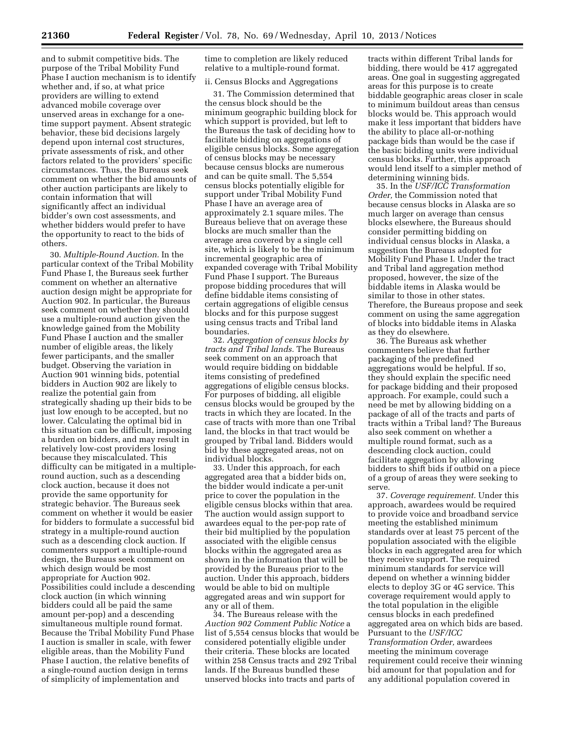and to submit competitive bids. The purpose of the Tribal Mobility Fund Phase I auction mechanism is to identify whether and, if so, at what price providers are willing to extend advanced mobile coverage over unserved areas in exchange for a one-time support payment. Absent strategic behavior, these bid decisions largely depend upon internal cost structures, private assessments of risk, and other factors related to the providers' specific circumstances. Thus, the Bureaus seek comment on whether the bid amounts of other auction participants are likely to contain information that will significantly affect an individual bidder's own cost assessments, and whether bidders would prefer to have the opportunity to react to the bids of others.

30. *Multiple-Round Auction.* In the particular context of the Tribal Mobility Fund Phase I, the Bureaus seek further comment on whether an alternative auction design might be appropriate for Auction 902. In particular, the Bureaus seek comment on whether they should use a multiple-round auction given the knowledge gained from the Mobility Fund Phase I auction and the smaller number of eligible areas, the likely fewer participants, and the smaller budget. Observing the variation in Auction 901 winning bids, potential bidders in Auction 902 are likely to realize the potential gain from strategically shading up their bids to be just low enough to be accepted, but no lower. Calculating the optimal bid in this situation can be difficult, imposing a burden on bidders, and may result in relatively low-cost providers losing because they miscalculated. This difficulty can be mitigated in a multiple-round auction, such as a descending clock auction, because it does not provide the same opportunity for strategic behavior. The Bureaus seek comment on whether it would be easier for bidders to formulate a successful bid strategy in a multiple-round auction such as a descending clock auction. If commenters support a multiple-round design, the Bureaus seek comment on which design would be most appropriate for Auction 902. Possibilities could include a descending clock auction (in which winning bidders could all be paid the same amount per-pop) and a descending simultaneous multiple round format. Because the Tribal Mobility Fund Phase I auction is smaller in scale, with fewer eligible areas, than the Mobility Fund Phase I auction, the relative benefits of a single-round auction design in terms of simplicity of implementation and time to completion are likely reduced relative to a multiple-round format.

ii. Census Blocks and Aggregations

31. The Commission determined that the census block should be the minimum geographic building block for which support is provided, but left to the Bureaus the task of deciding how to facilitate bidding on aggregations of eligible census blocks. Some aggregation of census blocks may be necessary because census blocks are numerous and can be quite small. The 5,554 census blocks potentially eligible for support under Tribal Mobility Fund Phase I have an average area of approximately 2.1 square miles. The Bureaus believe that on average these blocks are much smaller than the average area covered by a single cell site, which is likely to be the minimum incremental geographic area of expanded coverage with Tribal Mobility Fund Phase I support. The Bureaus propose bidding procedures that will define biddable items consisting of certain aggregations of eligible census blocks and for this purpose suggest using census tracts and Tribal land boundaries.

32. *Aggregation of census blocks by tracts and Tribal lands.* The Bureaus seek comment on an approach that would require bidding on biddable items consisting of predefined aggregations of eligible census blocks. For purposes of bidding, all eligible census blocks would be grouped by the tracts in which they are located. In the case of tracts with more than one Tribal land, the blocks in that tract would be grouped by Tribal land. Bidders would bid by these aggregated areas, not on individual blocks.

33. Under this approach, for each aggregated area that a bidder bids on, the bidder would indicate a per-unit price to cover the population in the eligible census blocks within that area. The auction would assign support to awardees equal to the per-pop rate of their bid multiplied by the population associated with the eligible census blocks within the aggregated area as shown in the information that will be provided by the Bureaus prior to the auction. Under this approach, bidders would be able to bid on multiple aggregated areas and win support for any or all of them.

34. The Bureaus release with the *Auction 902 Comment Public Notice* a list of 5,554 census blocks that would be considered potentially eligible under their criteria. These blocks are located within 258 Census tracts and 292 Tribal lands. If the Bureaus bundled these unserved blocks into tracts and parts of tracts within different Tribal lands for bidding, there would be 417 aggregated areas. One goal in suggesting aggregated areas for this purpose is to create biddable geographic areas closer in scale to minimum buildout areas than census blocks would be. This approach would make it less important that bidders have the ability to place all-or-nothing package bids than would be the case if the basic bidding units were individual census blocks. Further, this approach would lend itself to a simpler method of determining winning bids.

35. In the *USF/ICC Transformation Order,* the Commission noted that because census blocks in Alaska are so much larger on average than census blocks elsewhere, the Bureaus should consider permitting bidding on individual census blocks in Alaska, a suggestion the Bureaus adopted for Mobility Fund Phase I. Under the tract and Tribal land aggregation method proposed, however, the size of the biddable items in Alaska would be similar to those in other states. Therefore, the Bureaus propose and seek comment on using the same aggregation of blocks into biddable items in Alaska as they do elsewhere.

36. The Bureaus ask whether commenters believe that further packaging of the predefined aggregations would be helpful. If so, they should explain the specific need for package bidding and their proposed approach. For example, could such a need be met by allowing bidding on a package of all of the tracts and parts of tracts within a Tribal land? The Bureaus also seek comment on whether a multiple round format, such as a descending clock auction, could facilitate aggregation by allowing bidders to shift bids if outbid on a piece of a group of areas they were seeking to serve.

37. *Coverage requirement.* Under this approach, awardees would be required to provide voice and broadband service meeting the established minimum standards over at least 75 percent of the population associated with the eligible blocks in each aggregated area for which they receive support. The required minimum standards for service will depend on whether a winning bidder elects to deploy 3G or 4G service. This coverage requirement would apply to the total population in the eligible census blocks in each predefined aggregated area on which bids are based. Pursuant to the *USF/ICC Transformation Order,* awardees meeting the minimum coverage requirement could receive their winning bid amount for that population and for any additional population covered in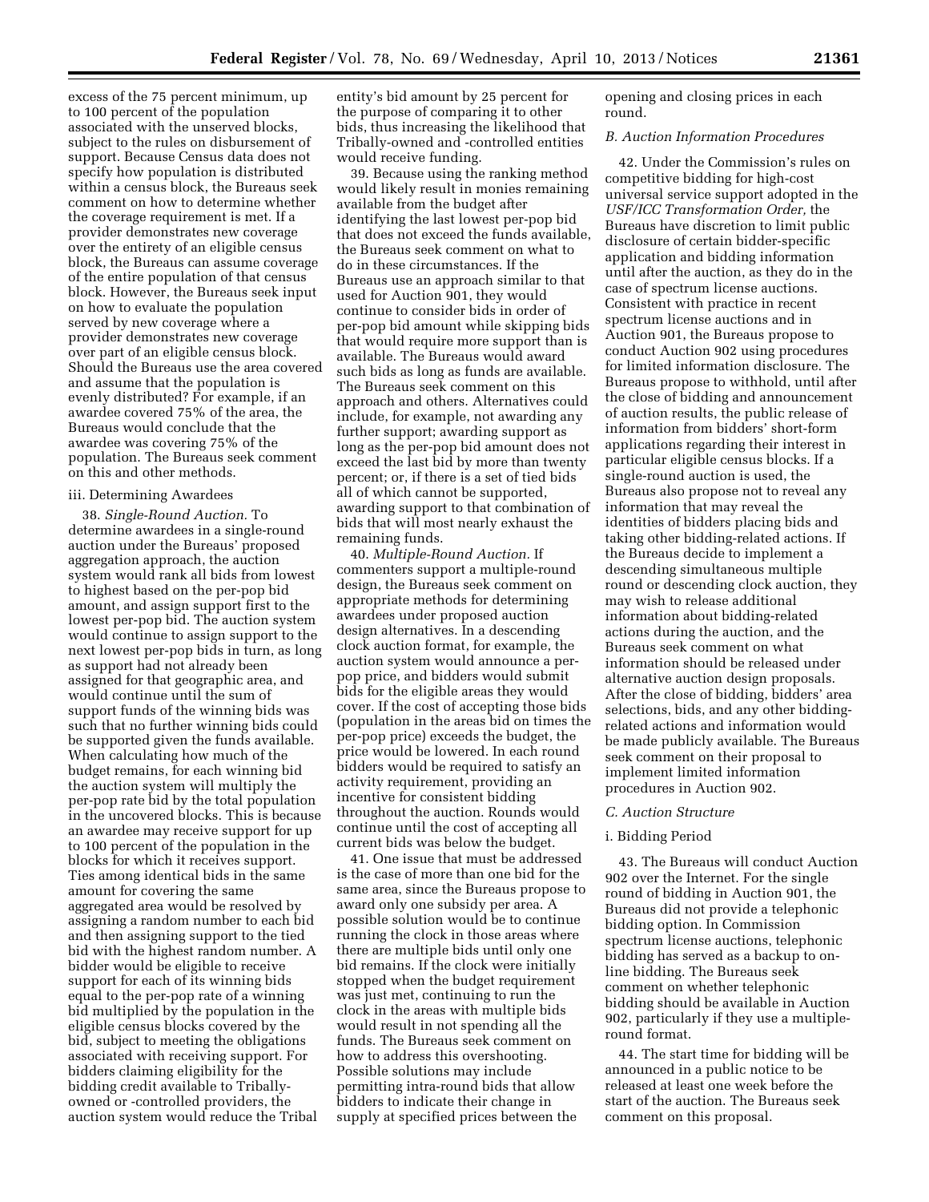excess of the 75 percent minimum, up to 100 percent of the population associated with the unserved blocks, subject to the rules on disbursement of support. Because Census data does not specify how population is distributed within a census block, the Bureaus seek comment on how to determine whether the coverage requirement is met. If a provider demonstrates new coverage over the entirety of an eligible census block, the Bureaus can assume coverage of the entire population of that census block. However, the Bureaus seek input on how to evaluate the population served by new coverage where a provider demonstrates new coverage over part of an eligible census block. Should the Bureaus use the area covered and assume that the population is evenly distributed? For example, if an awardee covered 75% of the area, the Bureaus would conclude that the awardee was covering 75% of the population. The Bureaus seek comment on this and other methods.

#### iii. Determining Awardees

38. *Single-Round Auction.* To determine awardees in a single-round auction under the Bureaus' proposed aggregation approach, the auction system would rank all bids from lowest to highest based on the per-pop bid amount, and assign support first to the lowest per-pop bid. The auction system would continue to assign support to the next lowest per-pop bids in turn, as long as support had not already been assigned for that geographic area, and would continue until the sum of support funds of the winning bids was such that no further winning bids could be supported given the funds available. When calculating how much of the budget remains, for each winning bid the auction system will multiply the per-pop rate bid by the total population in the uncovered blocks. This is because an awardee may receive support for up to 100 percent of the population in the blocks for which it receives support. Ties among identical bids in the same amount for covering the same aggregated area would be resolved by assigning a random number to each bid and then assigning support to the tied bid with the highest random number. A bidder would be eligible to receive support for each of its winning bids equal to the per-pop rate of a winning bid multiplied by the population in the eligible census blocks covered by the bid, subject to meeting the obligations associated with receiving support. For bidders claiming eligibility for the bidding credit available to Tribally-owned or -controlled providers, the auction system would reduce the Tribal entity's bid amount by 25 percent for the purpose of comparing it to other bids, thus increasing the likelihood that Tribally-owned and -controlled entities would receive funding.

39. Because using the ranking method would likely result in monies remaining available from the budget after identifying the last lowest per-pop bid that does not exceed the funds available, the Bureaus seek comment on what to do in these circumstances. If the Bureaus use an approach similar to that used for Auction 901, they would continue to consider bids in order of per-pop bid amount while skipping bids that would require more support than is available. The Bureaus would award such bids as long as funds are available. The Bureaus seek comment on this approach and others. Alternatives could include, for example, not awarding any further support; awarding support as long as the per-pop bid amount does not exceed the last bid by more than twenty percent; or, if there is a set of tied bids all of which cannot be supported, awarding support to that combination of bids that will most nearly exhaust the remaining funds.

40. *Multiple-Round Auction.* If commenters support a multiple-round design, the Bureaus seek comment on appropriate methods for determining awardees under proposed auction design alternatives. In a descending clock auction format, for example, the auction system would announce a per-pop price, and bidders would submit bids for the eligible areas they would cover. If the cost of accepting those bids (population in the areas bid on times the per-pop price) exceeds the budget, the price would be lowered. In each round bidders would be required to satisfy an activity requirement, providing an incentive for consistent bidding throughout the auction. Rounds would continue until the cost of accepting all current bids was below the budget.

41. One issue that must be addressed is the case of more than one bid for the same area, since the Bureaus propose to award only one subsidy per area. A possible solution would be to continue running the clock in those areas where there are multiple bids until only one bid remains. If the clock were initially stopped when the budget requirement was just met, continuing to run the clock in the areas with multiple bids would result in not spending all the funds. The Bureaus seek comment on how to address this overshooting. Possible solutions may include permitting intra-round bids that allow bidders to indicate their change in supply at specified prices between the opening and closing prices in each round.

### B. Auction Information Procedures

42. Under the Commission's rules on competitive bidding for high-cost universal service support adopted in the *USF/ICC Transformation Order,* the Bureaus have discretion to limit public disclosure of certain bidder-specific application and bidding information until after the auction, as they do in the case of spectrum license auctions. Consistent with practice in recent spectrum license auctions and in Auction 901, the Bureaus propose to conduct Auction 902 using procedures for limited information disclosure. The Bureaus propose to withhold, until after the close of bidding and announcement of auction results, the public release of information from bidders' short-form applications regarding their interest in particular eligible census blocks. If a single-round auction is used, the Bureaus also propose not to reveal any information that may reveal the identities of bidders placing bids and taking other bidding-related actions. If the Bureaus decide to implement a descending simultaneous multiple round or descending clock auction, they may wish to release additional information about bidding-related actions during the auction, and the Bureaus seek comment on what information should be released under alternative auction design proposals. After the close of bidding, bidders' area selections, bids, and any other bidding-related actions and information would be made publicly available. The Bureaus seek comment on their proposal to implement limited information procedures in Auction 902.

### C. Auction Structure

#### i. Bidding Period

43. The Bureaus will conduct Auction 902 over the Internet. For the single round of bidding in Auction 901, the Bureaus did not provide a telephonic bidding option. In Commission spectrum license auctions, telephonic bidding has served as a backup to on-line bidding. The Bureaus seek comment on whether telephonic bidding should be available in Auction 902, particularly if they use a multiple-round format.

44. The start time for bidding will be announced in a public notice to be released at least one week before the start of the auction. The Bureaus seek comment on this proposal.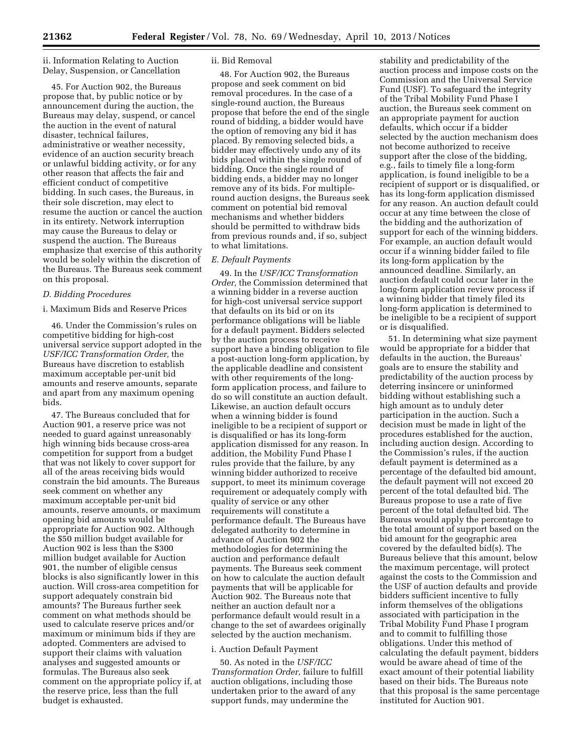ii. Information Relating to Auction Delay, Suspension, or Cancellation

45. For Auction 902, the Bureaus propose that, by public notice or by announcement during the auction, the Bureaus may delay, suspend, or cancel the auction in the event of natural disaster, technical failures, administrative or weather necessity, evidence of an auction security breach or unlawful bidding activity, or for any other reason that affects the fair and efficient conduct of competitive bidding. In such cases, the Bureaus, in their sole discretion, may elect to resume the auction or cancel the auction in its entirety. Network interruption may cause the Bureaus to delay or suspend the auction. The Bureaus emphasize that exercise of this authority would be solely within the discretion of the Bureaus. The Bureaus seek comment on this proposal.

### *D. Bidding Procedures*

i. Maximum Bids and Reserve Prices

46. Under the Commission's rules on competitive bidding for high-cost universal service support adopted in the *USF/ICC Transformation Order,* the Bureaus have discretion to establish maximum acceptable per-unit bid amounts and reserve amounts, separate and apart from any maximum opening bids.

47. The Bureaus concluded that for Auction 901, a reserve price was not needed to guard against unreasonably high winning bids because cross-area competition for support from a budget that was not likely to cover support for all of the areas receiving bids would constrain the bid amounts. The Bureaus seek comment on whether any maximum acceptable per-unit bid amounts, reserve amounts, or maximum opening bid amounts would be appropriate for Auction 902. Although the $50 million budget available for Auction 902 is less than the $300 million budget available for Auction 901, the number of eligible census blocks is also significantly lower in this auction. Will cross-area competition for support adequately constrain bid amounts? The Bureaus further seek comment on what methods should be used to calculate reserve prices and/or maximum or minimum bids if they are adopted. Commenters are advised to support their claims with valuation analyses and suggested amounts or formulas. The Bureaus also seek comment on the appropriate policy if, at the reserve price, less than the full budget is exhausted.

ii. Bid Removal

48. For Auction 902, the Bureaus propose and seek comment on bid removal procedures. In the case of a single-round auction, the Bureaus propose that before the end of the single round of bidding, a bidder would have the option of removing any bid it has placed. By removing selected bids, a bidder may effectively undo any of its bids placed within the single round of bidding. Once the single round of bidding ends, a bidder may no longer remove any of its bids. For multiple-round auction designs, the Bureaus seek comment on potential bid removal mechanisms and whether bidders should be permitted to withdraw bids from previous rounds and, if so, subject to what limitations.

### *E. Default Payments*

49. In the *USF/ICC Transformation Order,* the Commission determined that a winning bidder in a reverse auction for high-cost universal service support that defaults on its bid or on its performance obligations will be liable for a default payment. Bidders selected by the auction process to receive support have a binding obligation to file a post-auction long-form application, by the applicable deadline and consistent with other requirements of the long-form application process, and failure to do so will constitute an auction default. Likewise, an auction default occurs when a winning bidder is found ineligible to be a recipient of support or is disqualified or has its long-form application dismissed for any reason. In addition, the Mobility Fund Phase I rules provide that the failure, by any winning bidder authorized to receive support, to meet its minimum coverage requirement or adequately comply with quality of service or any other requirements will constitute a performance default. The Bureaus have delegated authority to determine in advance of Auction 902 the methodologies for determining the auction and performance default payments. The Bureaus seek comment on how to calculate the auction default payments that will be applicable for Auction 902. The Bureaus note that neither an auction default nor a performance default would result in a change to the set of awardees originally selected by the auction mechanism.

i. Auction Default Payment

50. As noted in the *USF/ICC Transformation Order,* failure to fulfill auction obligations, including those undertaken prior to the award of any support funds, may undermine the stability and predictability of the auction process and impose costs on the Commission and the Universal Service Fund (USF). To safeguard the integrity of the Tribal Mobility Fund Phase I auction, the Bureaus seek comment on an appropriate payment for auction defaults, which occur if a bidder selected by the auction mechanism does not become authorized to receive support after the close of the bidding, e.g., fails to timely file a long-form application, is found ineligible to be a recipient of support or is disqualified, or has its long-form application dismissed for any reason. An auction default could occur at any time between the close of the bidding and the authorization of support for each of the winning bidders. For example, an auction default would occur if a winning bidder failed to file its long-form application by the announced deadline. Similarly, an auction default could occur later in the long-form application review process if a winning bidder that timely filed its long-form application is determined to be ineligible to be a recipient of support or is disqualified.

51. In determining what size payment would be appropriate for a bidder that defaults in the auction, the Bureaus' goals are to ensure the stability and predictability of the auction process by deterring insincere or uninformed bidding without establishing such a high amount as to unduly deter participation in the auction. Such a decision must be made in light of the procedures established for the auction, including auction design. According to the Commission's rules, if the auction default payment is determined as a percentage of the defaulted bid amount, the default payment will not exceed 20 percent of the total defaulted bid. The Bureaus propose to use a rate of five percent of the total defaulted bid. The Bureaus would apply the percentage to the total amount of support based on the bid amount for the geographic area covered by the defaulted bid(s). The Bureaus believe that this amount, below the maximum percentage, will protect against the costs to the Commission and the USF of auction defaults and provide bidders sufficient incentive to fully inform themselves of the obligations associated with participation in the Tribal Mobility Fund Phase I program and to commit to fulfilling those obligations. Under this method of calculating the default payment, bidders would be aware ahead of time of the exact amount of their potential liability based on their bids. The Bureaus note that this proposal is the same percentage instituted for Auction 901.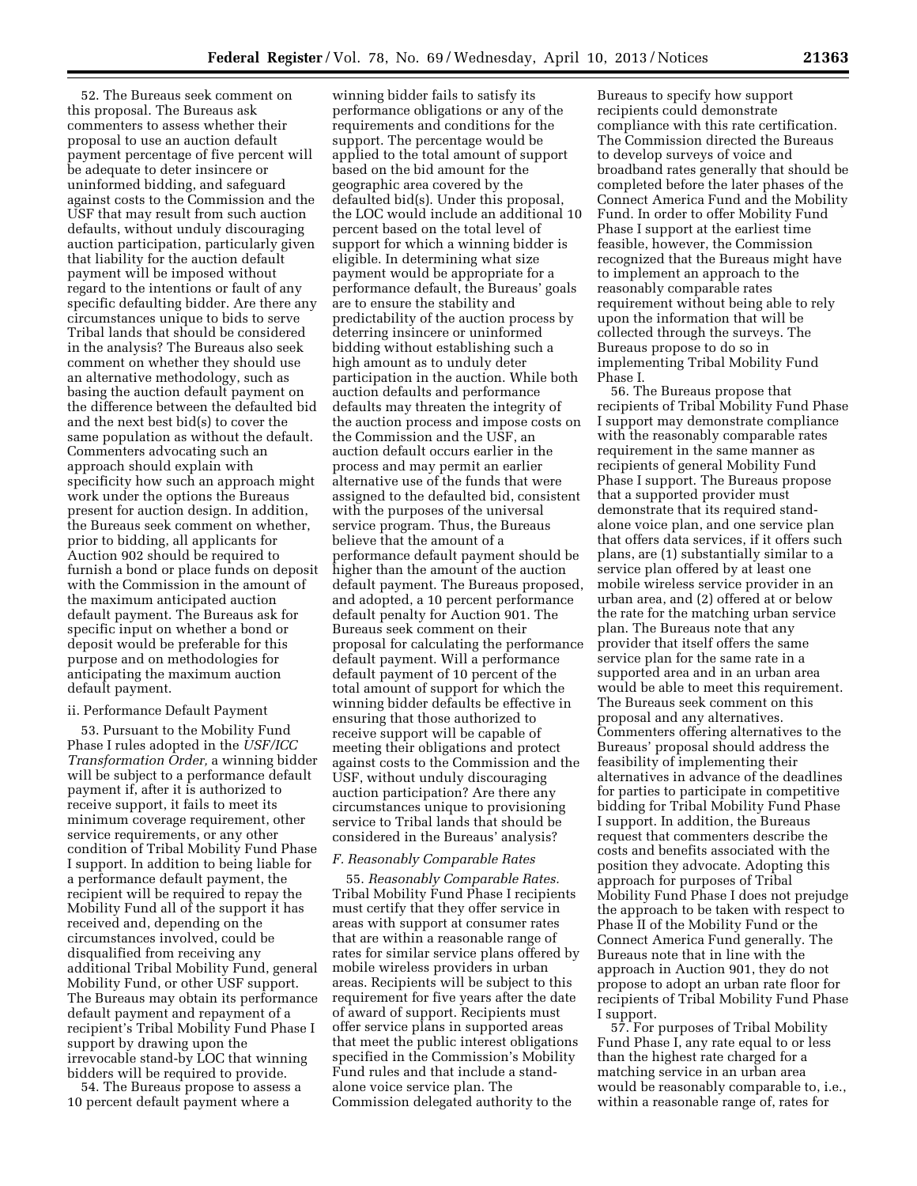52. The Bureaus seek comment on this proposal. The Bureaus ask commenters to assess whether their proposal to use an auction default payment percentage of five percent will be adequate to deter insincere or uninformed bidding, and safeguard against costs to the Commission and the USF that may result from such auction defaults, without unduly discouraging auction participation, particularly given that liability for the auction default payment will be imposed without regard to the intentions or fault of any specific defaulting bidder. Are there any circumstances unique to bids to serve Tribal lands that should be considered in the analysis? The Bureaus also seek comment on whether they should use an alternative methodology, such as basing the auction default payment on the difference between the defaulted bid and the next best bid(s) to cover the same population as without the default. Commenters advocating such an approach should explain with specificity how such an approach might work under the options the Bureaus present for auction design. In addition, the Bureaus seek comment on whether, prior to bidding, all applicants for Auction 902 should be required to furnish a bond or place funds on deposit with the Commission in the amount of the maximum anticipated auction default payment. The Bureaus ask for specific input on whether a bond or deposit would be preferable for this purpose and on methodologies for anticipating the maximum auction default payment.

ii. Performance Default Payment

53. Pursuant to the Mobility Fund Phase I rules adopted in the *USF/ICC Transformation Order,* a winning bidder will be subject to a performance default payment if, after it is authorized to receive support, it fails to meet its minimum coverage requirement, other service requirements, or any other condition of Tribal Mobility Fund Phase I support. In addition to being liable for a performance default payment, the recipient will be required to repay the Mobility Fund all of the support it has received and, depending on the circumstances involved, could be disqualified from receiving any additional Tribal Mobility Fund, general Mobility Fund, or other USF support. The Bureaus may obtain its performance default payment and repayment of a recipient's Tribal Mobility Fund Phase I support by drawing upon the irrevocable stand-by LOC that winning bidders will be required to provide.

54. The Bureaus propose to assess a 10 percent default payment where a winning bidder fails to satisfy its performance obligations or any of the requirements and conditions for the support. The percentage would be applied to the total amount of support based on the bid amount for the geographic area covered by the defaulted bid(s). Under this proposal, the LOC would include an additional 10 percent based on the total level of support for which a winning bidder is eligible. In determining what size payment would be appropriate for a performance default, the Bureaus' goals are to ensure the stability and predictability of the auction process by deterring insincere or uninformed bidding without establishing such a high amount as to unduly deter participation in the auction. While both auction defaults and performance defaults may threaten the integrity of the auction process and impose costs on the Commission and the USF, an auction default occurs earlier in the process and may permit an earlier alternative use of the funds that were assigned to the defaulted bid, consistent with the purposes of the universal service program. Thus, the Bureaus believe that the amount of a performance default payment should be higher than the amount of the auction default payment. The Bureaus proposed, and adopted, a 10 percent performance default penalty for Auction 901. The Bureaus seek comment on their proposal for calculating the performance default payment. Will a performance default payment of 10 percent of the total amount of support for which the winning bidder defaults be effective in ensuring that those authorized to receive support will be capable of meeting their obligations and protect against costs to the Commission and the USF, without unduly discouraging auction participation? Are there any circumstances unique to provisioning service to Tribal lands that should be considered in the Bureaus' analysis?

### *F. Reasonably Comparable Rates*

55. *Reasonably Comparable Rates.* Tribal Mobility Fund Phase I recipients must certify that they offer service in areas with support at consumer rates that are within a reasonable range of rates for similar service plans offered by mobile wireless providers in urban areas. Recipients will be subject to this requirement for five years after the date of award of support. Recipients must offer service plans in supported areas that meet the public interest obligations specified in the Commission's Mobility Fund rules and that include a stand-alone voice service plan. The Commission delegated authority to the Bureaus to specify how support recipients could demonstrate compliance with this rate certification. The Commission directed the Bureaus to develop surveys of voice and broadband rates generally that should be completed before the later phases of the Connect America Fund and the Mobility Fund. In order to offer Mobility Fund Phase I support at the earliest time feasible, however, the Commission recognized that the Bureaus might have to implement an approach to the reasonably comparable rates requirement without being able to rely upon the information that will be collected through the surveys. The Bureaus propose to do so in implementing Tribal Mobility Fund Phase I.

56. The Bureaus propose that recipients of Tribal Mobility Fund Phase I support may demonstrate compliance with the reasonably comparable rates requirement in the same manner as recipients of general Mobility Fund Phase I support. The Bureaus propose that a supported provider must demonstrate that its required stand-alone voice plan, and one service plan that offers data services, if it offers such plans, are (1) substantially similar to a service plan offered by at least one mobile wireless service provider in an urban area, and (2) offered at or below the rate for the matching urban service plan. The Bureaus note that any provider that itself offers the same service plan for the same rate in a supported area and in an urban area would be able to meet this requirement. The Bureaus seek comment on this proposal and any alternatives. Commenters offering alternatives to the Bureaus' proposal should address the feasibility of implementing their alternatives in advance of the deadlines for parties to participate in competitive bidding for Tribal Mobility Fund Phase I support. In addition, the Bureaus request that commenters describe the costs and benefits associated with the position they advocate. Adopting this approach for purposes of Tribal Mobility Fund Phase I does not prejudge the approach to be taken with respect to Phase II of the Mobility Fund or the Connect America Fund generally. The Bureaus note that in line with the approach in Auction 901, they do not propose to adopt an urban rate floor for recipients of Tribal Mobility Fund Phase I support.

57. For purposes of Tribal Mobility Fund Phase I, any rate equal to or less than the highest rate charged for a matching service in an urban area would be reasonably comparable to, i.e., within a reasonable range of, rates for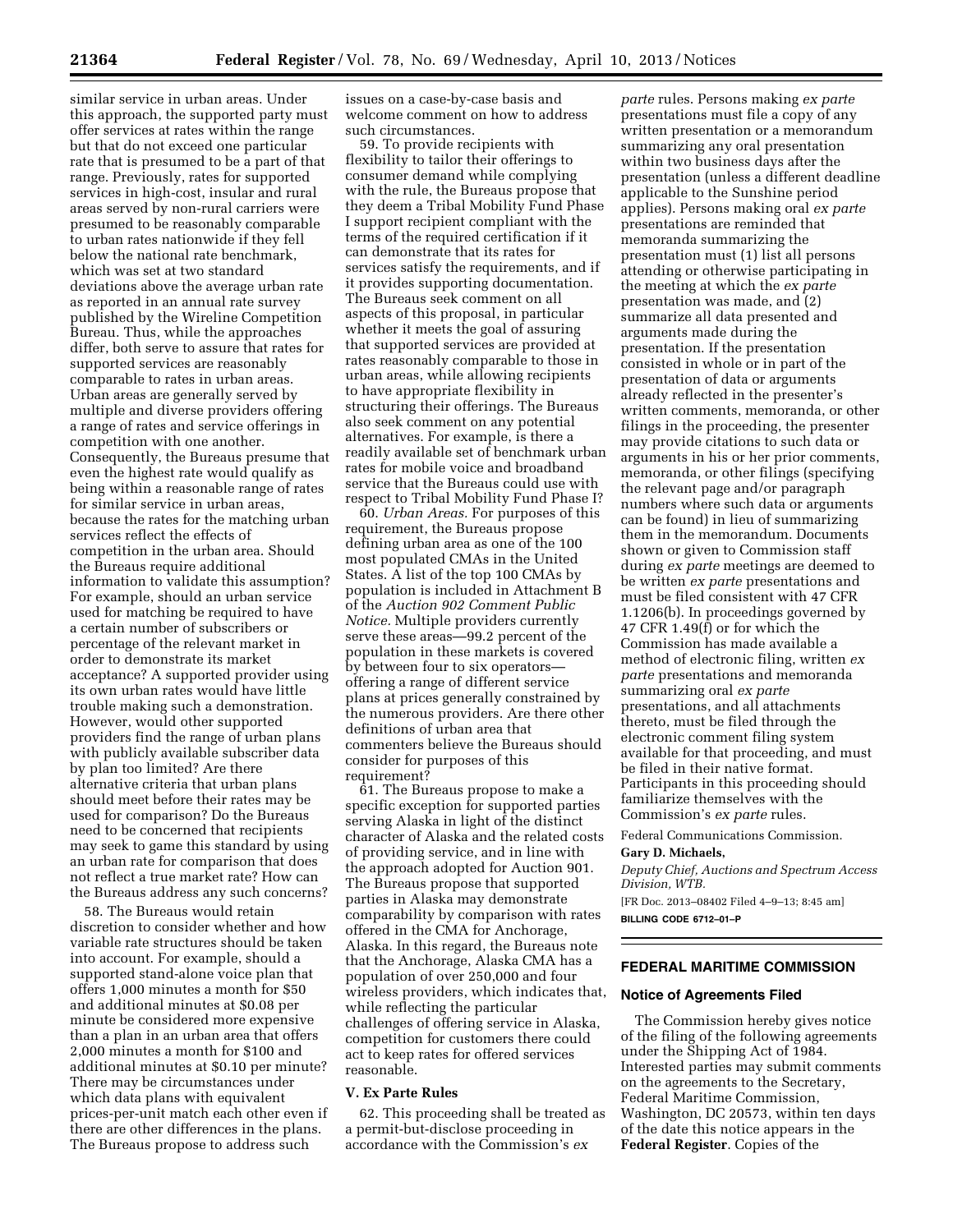similar service in urban areas. Under this approach, the supported party must offer services at rates within the range but that do not exceed one particular rate that is presumed to be a part of that range. Previously, rates for supported services in high-cost, insular and rural areas served by non-rural carriers were presumed to be reasonably comparable to urban rates nationwide if they fell below the national rate benchmark, which was set at two standard deviations above the average urban rate as reported in an annual rate survey published by the Wireline Competition Bureau. Thus, while the approaches differ, both serve to assure that rates for supported services are reasonably comparable to rates in urban areas. Urban areas are generally served by multiple and diverse providers offering a range of rates and service offerings in competition with one another. Consequently, the Bureaus presume that even the highest rate would qualify as being within a reasonable range of rates for similar service in urban areas, because the rates for the matching urban services reflect the effects of competition in the urban area. Should the Bureaus require additional information to validate this assumption? For example, should an urban service used for matching be required to have a certain number of subscribers or percentage of the relevant market in order to demonstrate its market acceptance? A supported provider using its own urban rates would have little trouble making such a demonstration. However, would other supported providers find the range of urban plans with publicly available subscriber data by plan too limited? Are there alternative criteria that urban plans should meet before their rates may be used for comparison? Do the Bureaus need to be concerned that recipients may seek to game this standard by using an urban rate for comparison that does not reflect a true market rate? How can the Bureaus address any such concerns?

58. The Bureaus would retain discretion to consider whether and how variable rate structures should be taken into account. For example, should a supported stand-alone voice plan that offers 1,000 minutes a month for $50 and additional minutes at $0.08 per minute be considered more expensive than a plan in an urban area that offers 2,000 minutes a month for $100 and additional minutes at $0.10 per minute? There may be circumstances under which data plans with equivalent prices-per-unit match each other even if there are other differences in the plans. The Bureaus propose to address such issues on a case-by-case basis and welcome comment on how to address such circumstances.

59. To provide recipients with flexibility to tailor their offerings to consumer demand while complying with the rule, the Bureaus propose that they deem a Tribal Mobility Fund Phase I support recipient compliant with the terms of the required certification if it can demonstrate that its rates for services satisfy the requirements, and if it provides supporting documentation. The Bureaus seek comment on all aspects of this proposal, in particular whether it meets the goal of assuring that supported services are provided at rates reasonably comparable to those in urban areas, while allowing recipients to have appropriate flexibility in structuring their offerings. The Bureaus also seek comment on any potential alternatives. For example, is there a readily available set of benchmark urban rates for mobile voice and broadband service that the Bureaus could use with respect to Tribal Mobility Fund Phase I?

60. *Urban Areas.* For purposes of this requirement, the Bureaus propose defining urban area as one of the 100 most populated CMAs in the United States. A list of the top 100 CMAs by population is included in Attachment B of the *Auction 902 Comment Public Notice.* Multiple providers currently serve these areas—99.2 percent of the population in these markets is covered by between four to six operators—offering a range of different service plans at prices generally constrained by the numerous providers. Are there other definitions of urban area that commenters believe the Bureaus should consider for purposes of this requirement?

61. The Bureaus propose to make a specific exception for supported parties serving Alaska in light of the distinct character of Alaska and the related costs of providing service, and in line with the approach adopted for Auction 901. The Bureaus propose that supported parties in Alaska may demonstrate comparability by comparison with rates offered in the CMA for Anchorage, Alaska. In this regard, the Bureaus note that the Anchorage, Alaska CMA has a population of over 250,000 and four wireless providers, which indicates that, while reflecting the particular challenges of offering service in Alaska, competition for customers there could act to keep rates for offered services reasonable.

### V. Ex Parte Rules

62. This proceeding shall be treated as a permit-but-disclose proceeding in accordance with the Commission's *ex parte* rules. Persons making *ex parte* presentations must file a copy of any written presentation or a memorandum summarizing any oral presentation within two business days after the presentation (unless a different deadline applicable to the Sunshine period applies). Persons making oral *ex parte* presentations are reminded that memoranda summarizing the presentation must (1) list all persons attending or otherwise participating in the meeting at which the *ex parte* presentation was made, and (2) summarize all data presented and arguments made during the presentation. If the presentation consisted in whole or in part of the presentation of data or arguments already reflected in the presenter's written comments, memoranda, or other filings in the proceeding, the presenter may provide citations to such data or arguments in his or her prior comments, memoranda, or other filings (specifying the relevant page and/or paragraph numbers where such data or arguments can be found) in lieu of summarizing them in the memorandum. Documents shown or given to Commission staff during *ex parte* meetings are deemed to be written *ex parte* presentations and must be filed consistent with 47 CFR 1.1206(b). In proceedings governed by 47 CFR 1.49(f) or for which the Commission has made available a method of electronic filing, written *ex parte* presentations and memoranda summarizing oral *ex parte* presentations, and all attachments thereto, must be filed through the electronic comment filing system available for that proceeding, and must be filed in their native format. Participants in this proceeding should familiarize themselves with the Commission's *ex parte* rules.

Federal Communications Commission.

**Gary D. Michaels,**

*Deputy Chief, Auctions and Spectrum Access Division, WTB.*

[FR Doc. 2013–08402 Filed 4–9–13; 8:45 am]

**BILLING CODE 6712–01–P**

## FEDERAL MARITIME COMMISSION

### Notice of Agreements Filed

The Commission hereby gives notice of the filing of the following agreements under the Shipping Act of 1984. Interested parties may submit comments on the agreements to the Secretary, Federal Maritime Commission, Washington, DC 20573, within ten days of the date this notice appears in the **Federal Register**. Copies of the